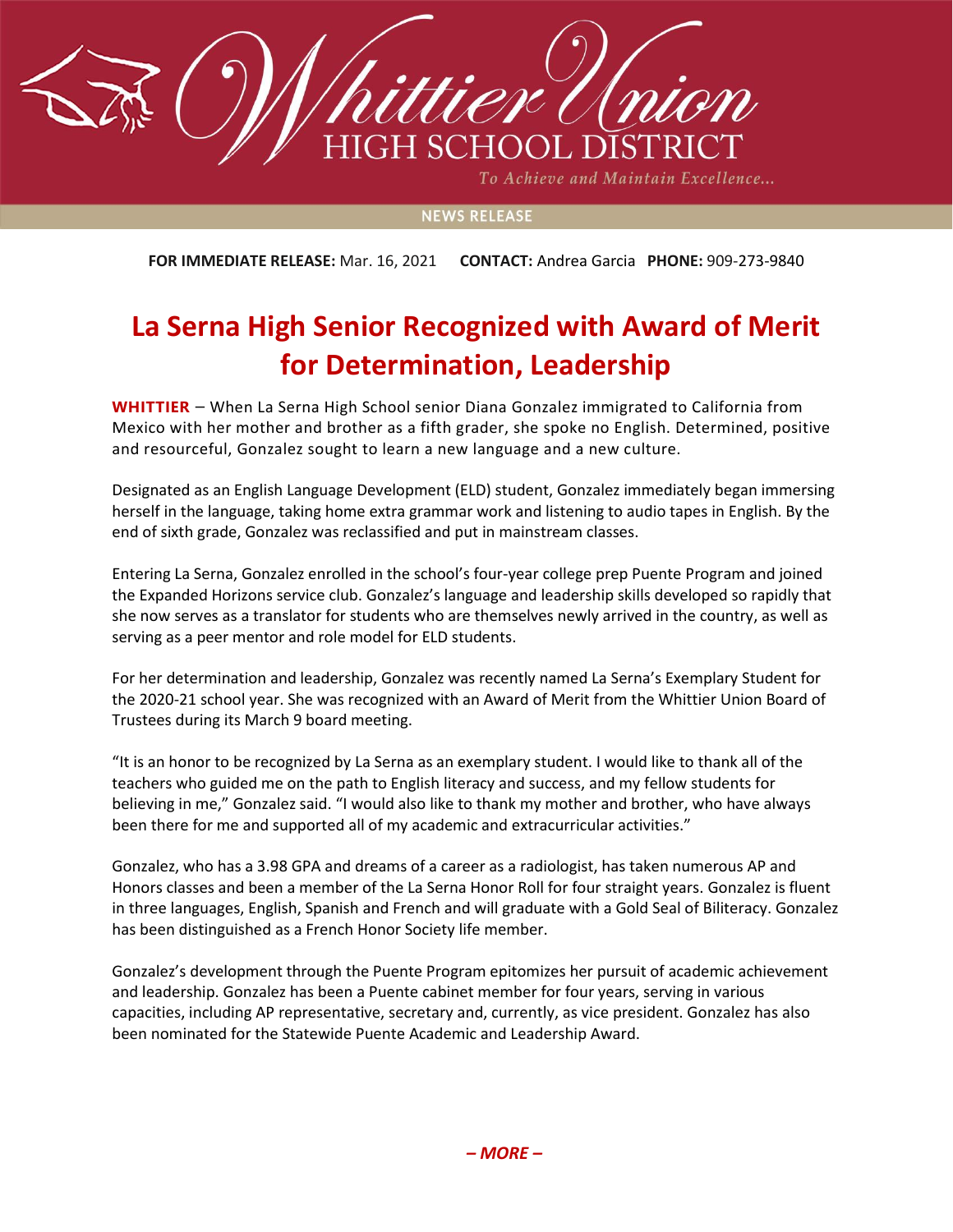Whittier Union HIGH SCHOOL DISTRICT

*To Achieve and Maintain Excellence...*

NEWS RELEASE

**FOR IMMEDIATE RELEASE:** Mar. 16, 2021 **CONTACT:** Andrea Garcia **PHONE:** 909-273-9840

# La Serna High Senior Recognized with Award of Merit for Determination, Leadership

**WHITTIER** – When La Serna High School senior Diana Gonzalez immigrated to California from Mexico with her mother and brother as a fifth grader, she spoke no English. Determined, positive and resourceful, Gonzalez sought to learn a new language and a new culture.

Designated as an English Language Development (ELD) student, Gonzalez immediately began immersing herself in the language, taking home extra grammar work and listening to audio tapes in English. By the end of sixth grade, Gonzalez was reclassified and put in mainstream classes.

Entering La Serna, Gonzalez enrolled in the school's four-year college prep Puente Program and joined the Expanded Horizons service club. Gonzalez's language and leadership skills developed so rapidly that she now serves as a translator for students who are themselves newly arrived in the country, as well as serving as a peer mentor and role model for ELD students.

For her determination and leadership, Gonzalez was recently named La Serna's Exemplary Student for the 2020-21 school year. She was recognized with an Award of Merit from the Whittier Union Board of Trustees during its March 9 board meeting.

"It is an honor to be recognized by La Serna as an exemplary student. I would like to thank all of the teachers who guided me on the path to English literacy and success, and my fellow students for believing in me," Gonzalez said. "I would also like to thank my mother and brother, who have always been there for me and supported all of my academic and extracurricular activities."

Gonzalez, who has a 3.98 GPA and dreams of a career as a radiologist, has taken numerous AP and Honors classes and been a member of the La Serna Honor Roll for four straight years. Gonzalez is fluent in three languages, English, Spanish and French and will graduate with a Gold Seal of Biliteracy. Gonzalez has been distinguished as a French Honor Society life member.

Gonzalez's development through the Puente Program epitomizes her pursuit of academic achievement and leadership. Gonzalez has been a Puente cabinet member for four years, serving in various capacities, including AP representative, secretary and, currently, as vice president. Gonzalez has also been nominated for the Statewide Puente Academic and Leadership Award.

***– MORE –***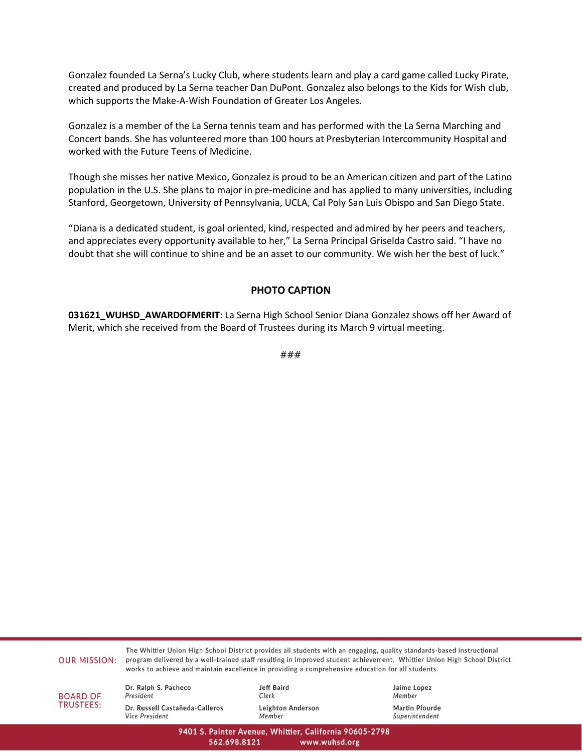Gonzalez founded La Serna's Lucky Club, where students learn and play a card game called Lucky Pirate, created and produced by La Serna teacher Dan DuPont. Gonzalez also belongs to the Kids for Wish club, which supports the Make-A-Wish Foundation of Greater Los Angeles.

Gonzalez is a member of the La Serna tennis team and has performed with the La Serna Marching and Concert bands. She has volunteered more than 100 hours at Presbyterian Intercommunity Hospital and worked with the Future Teens of Medicine.

Though she misses her native Mexico, Gonzalez is proud to be an American citizen and part of the Latino population in the U.S. She plans to major in pre-medicine and has applied to many universities, including Stanford, Georgetown, University of Pennsylvania, UCLA, Cal Poly San Luis Obispo and San Diego State.

"Diana is a dedicated student, is goal oriented, kind, respected and admired by her peers and teachers, and appreciates every opportunity available to her," La Serna Principal Griselda Castro said. "I have no doubt that she will continue to shine and be an asset to our community. We wish her the best of luck."

## PHOTO CAPTION

**031621_WUHSD_AWARDOFMERIT**: La Serna High School Senior Diana Gonzalez shows off her Award of Merit, which she received from the Board of Trustees during its March 9 virtual meeting.

###